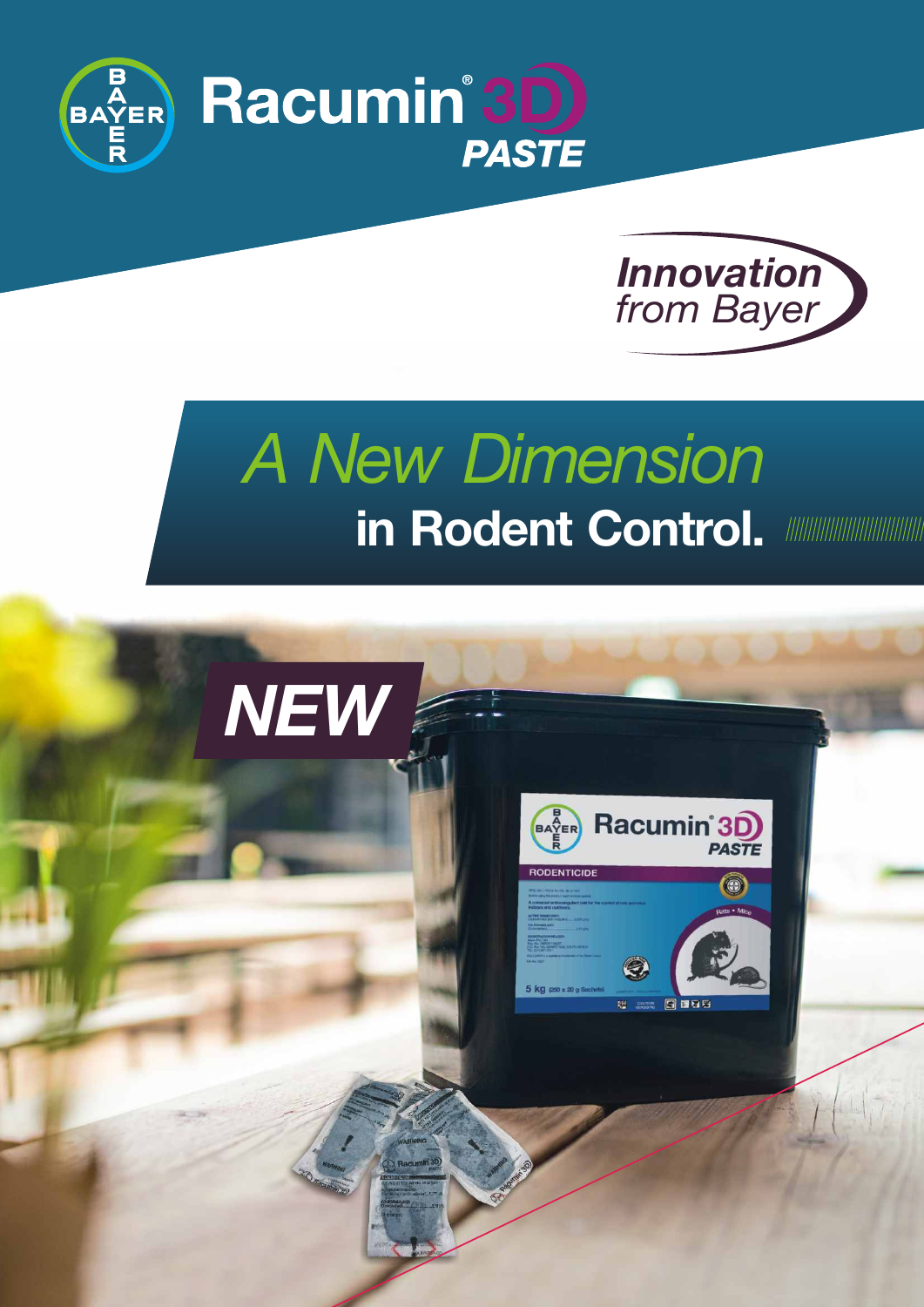# Racumin® 3D PASTE

*Innovation from Bayer*

## *A New Dimension* in Rodent Control.

*NEW*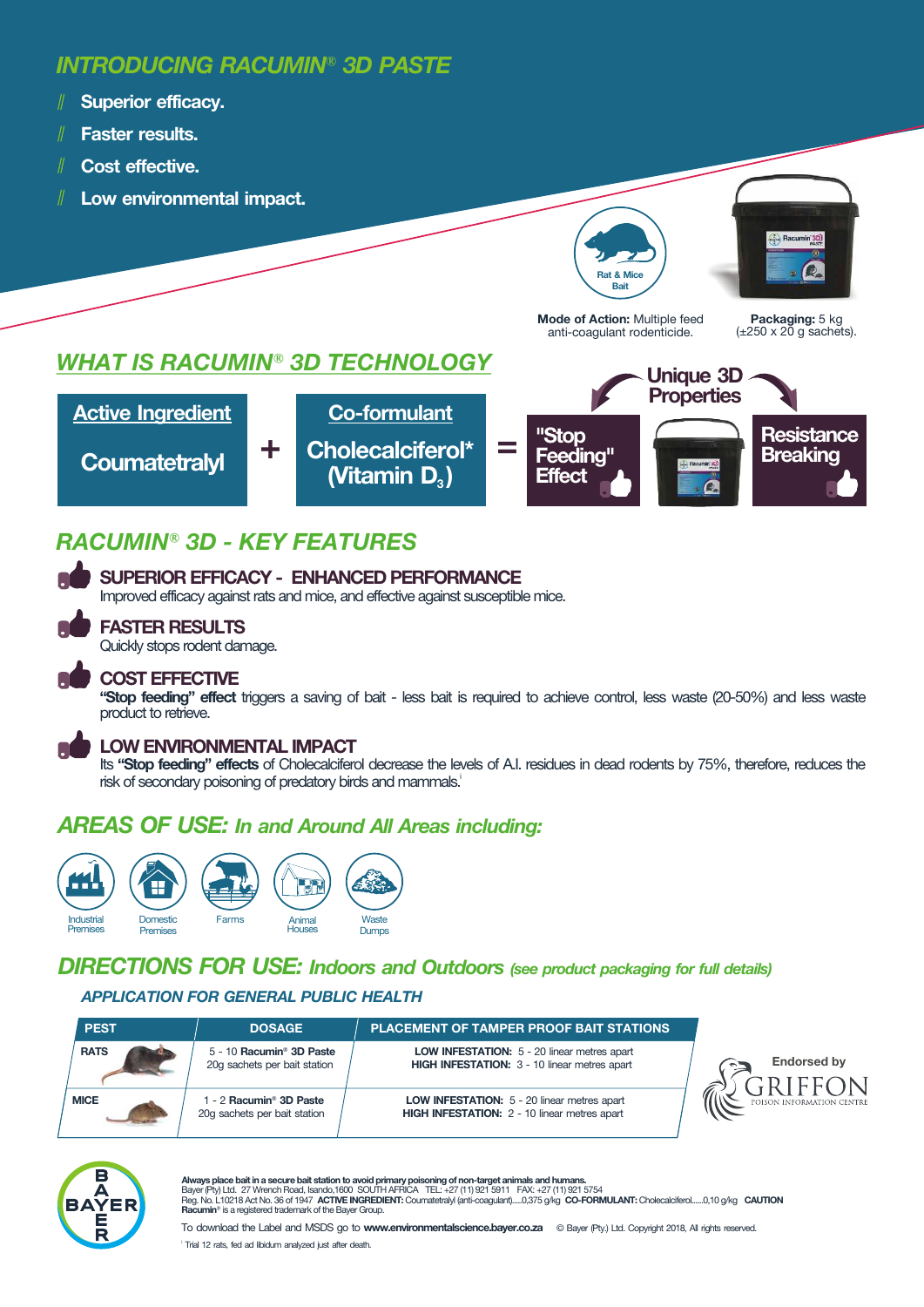## INTRODUCING RACUMIN® 3D PASTE

- Superior efficacy.
- Faster results.
- Cost effective.
- Low environmental impact.

Rat & Mice Bait

**Mode of Action:** Multiple feed anti-coagulant rodenticide.

**Packaging:** 5 kg (±250 x 20 g sachets).

## WHAT IS RACUMIN® 3D TECHNOLOGY

**Active Ingredient**
**Coumatetralyl**

+

**Co-formulant**
**Cholecalciferol* (Vitamin $D_3$)**

=

Unique 3D Properties

"Stop Feeding" Effect

Resistance Breaking

## RACUMIN® 3D - KEY FEATURES

**SUPERIOR EFFICACY - ENHANCED PERFORMANCE**
Improved efficacy against rats and mice, and effective against susceptible mice.

**FASTER RESULTS**
Quickly stops rodent damage.

**COST EFFECTIVE**
**"Stop feeding" effect** triggers a saving of bait - less bait is required to achieve control, less waste (20-50%) and less waste product to retrieve.

**LOW ENVIRONMENTAL IMPACT**
Its **"Stop feeding" effects** of Cholecalciferol decrease the levels of A.I. residues in dead rodents by 75%, therefore, reduces the risk of secondary poisoning of predatory birds and mammals.[i]

## AREAS OF USE: In and Around All Areas including:

Industrial Premises
Domestic Premises
Farms
Animal Houses
Waste Dumps

## DIRECTIONS FOR USE: Indoors and Outdoors (see product packaging for full details)

### APPLICATION FOR GENERAL PUBLIC HEALTH

| PEST | DOSAGE | PLACEMENT OF TAMPER PROOF BAIT STATIONS |
|---|---|---|
| RATS | 5 - 10 **Racumin® 3D Paste** 20g sachets per bait station | **LOW INFESTATION:** 5 - 20 linear metres apart<br>**HIGH INFESTATION:** 3 - 10 linear metres apart |
| MICE | 1 - 2 **Racumin® 3D Paste** 20g sachets per bait station | **LOW INFESTATION:** 5 - 20 linear metres apart<br>**HIGH INFESTATION:** 2 - 10 linear metres apart |

Endorsed by GRIFFON POISON INFORMATION CENTRE

**Always place bait in a secure bait station to avoid primary poisoning of non-target animals and humans.**
Bayer (Pty) Ltd. 27 Wrench Road, Isando,1600 SOUTH AFRICA TEL: +27 (11) 921 5911 FAX: +27 (11) 921 5754
Reg. No. L10218 Act No. 36 of 1947 **ACTIVE INGREDIENT:** Coumatetralyl (anti-coagulant).....0,375 g/kg **CO-FORMULANT:** Cholecalciferol.....0,10 g/kg **CAUTION**
**Racumin®** is a registered trademark of the Bayer Group.

To download the Label and MSDS go to **www.environmentalscience.bayer.co.za** © Bayer (Pty) Ltd. Copyright 2018, All rights reserved.

[i] Trial 12 rats, fed ad libidum analyzed just after death.